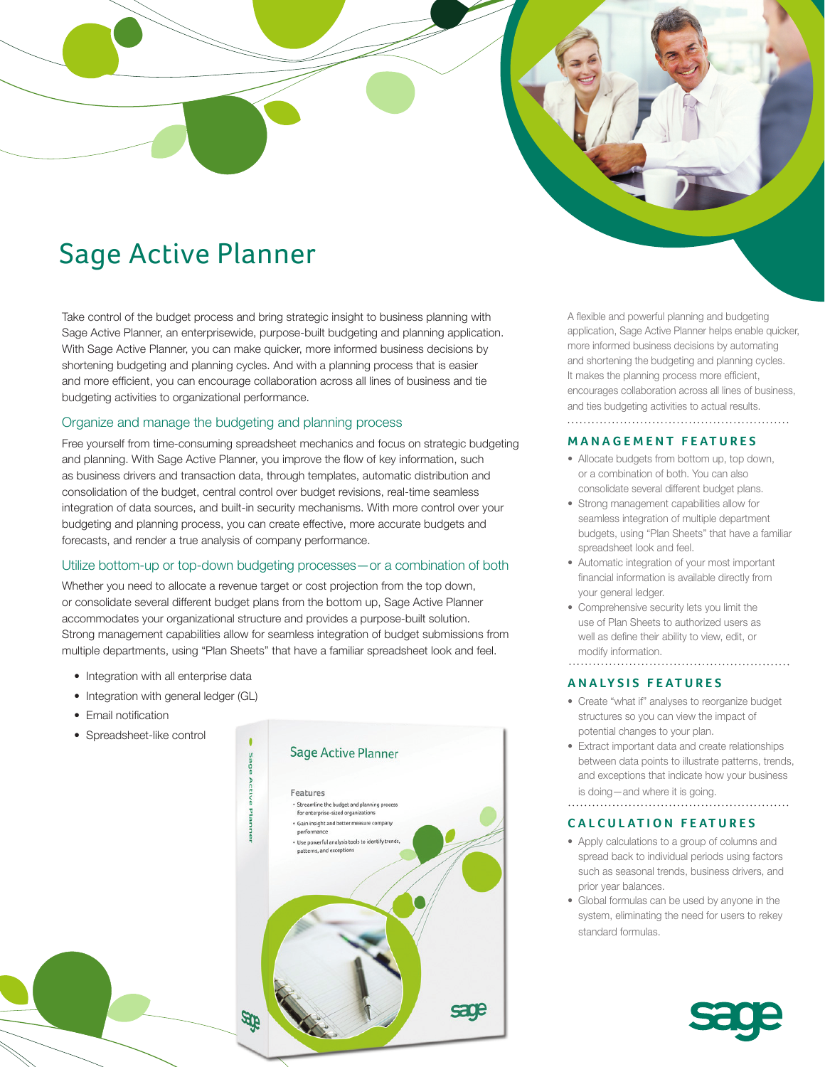# Sage Active Planner

Take control of the budget process and bring strategic insight to business planning with Sage Active Planner, an enterprisewide, purpose-built budgeting and planning application. With Sage Active Planner, you can make quicker, more informed business decisions by shortening budgeting and planning cycles. And with a planning process that is easier and more efficient, you can encourage collaboration across all lines of business and tie budgeting activities to organizational performance.

## Organize and manage the budgeting and planning process

Free yourself from time-consuming spreadsheet mechanics and focus on strategic budgeting and planning. With Sage Active Planner, you improve the flow of key information, such as business drivers and transaction data, through templates, automatic distribution and consolidation of the budget, central control over budget revisions, real-time seamless integration of data sources, and built-in security mechanisms. With more control over your budgeting and planning process, you can create effective, more accurate budgets and forecasts, and render a true analysis of company performance.

## Utilize bottom-up or top-down budgeting processes—or a combination of both

Whether you need to allocate a revenue target or cost projection from the top down, or consolidate several different budget plans from the bottom up, Sage Active Planner accommodates your organizational structure and provides a purpose-built solution. Strong management capabilities allow for seamless integration of budget submissions from multiple departments, using "Plan Sheets" that have a familiar spreadsheet look and feel.

- Integration with all enterprise data
- Integration with general ledger (GL)
- Email notification
- Spreadsheet-like control

A flexible and powerful planning and budgeting application, Sage Active Planner helps enable quicker, more informed business decisions by automating and shortening the budgeting and planning cycles. It makes the planning process more efficient, encourages collaboration across all lines of business, and ties budgeting activities to actual results.

### MANAGEMENT FEATURES

- Allocate budgets from bottom up, top down, or a combination of both. You can also consolidate several different budget plans.
- Strong management capabilities allow for seamless integration of multiple department budgets, using "Plan Sheets" that have a familiar spreadsheet look and feel.
- Automatic integration of your most important financial information is available directly from your general ledger.
- Comprehensive security lets you limit the use of Plan Sheets to authorized users as well as define their ability to view, edit, or modify information.

### ANALYSIS FEATURES

- Create "what if" analyses to reorganize budget structures so you can view the impact of potential changes to your plan.
- Extract important data and create relationships between data points to illustrate patterns, trends, and exceptions that indicate how your business is doing—and where it is going.

### CALCULATION FEATURES

- Apply calculations to a group of columns and spread back to individual periods using factors such as seasonal trends, business drivers, and prior year balances.
- Global formulas can be used by anyone in the system, eliminating the need for users to rekey standard formulas.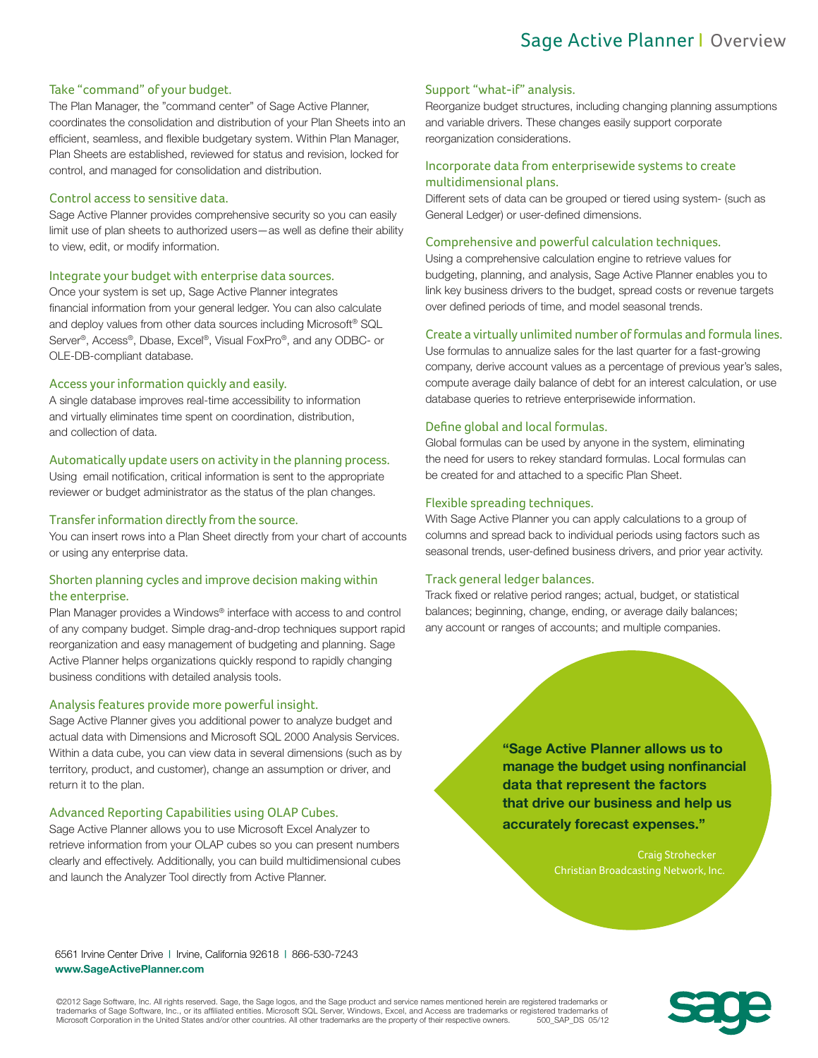## Take "command" of your budget.

The Plan Manager, the "command center" of Sage Active Planner, coordinates the consolidation and distribution of your Plan Sheets into an efficient, seamless, and flexible budgetary system. Within Plan Manager, Plan Sheets are established, reviewed for status and revision, locked for control, and managed for consolidation and distribution.

## Control access to sensitive data.

Sage Active Planner provides comprehensive security so you can easily limit use of plan sheets to authorized users—as well as define their ability to view, edit, or modify information.

## Integrate your budget with enterprise data sources.

Once your system is set up, Sage Active Planner integrates financial information from your general ledger. You can also calculate and deploy values from other data sources including Microsoft® SQL Server®, Access®, Dbase, Excel®, Visual FoxPro®, and any ODBC- or OLE-DB-compliant database.

## Access your information quickly and easily.

A single database improves real-time accessibility to information and virtually eliminates time spent on coordination, distribution, and collection of data.

## Automatically update users on activity in the planning process.

Using email notification, critical information is sent to the appropriate reviewer or budget administrator as the status of the plan changes.

## Transfer information directly from the source.

You can insert rows into a Plan Sheet directly from your chart of accounts or using any enterprise data.

## Shorten planning cycles and improve decision making within the enterprise.

Plan Manager provides a Windows® interface with access to and control of any company budget. Simple drag-and-drop techniques support rapid reorganization and easy management of budgeting and planning. Sage Active Planner helps organizations quickly respond to rapidly changing business conditions with detailed analysis tools.

## Analysis features provide more powerful insight.

Sage Active Planner gives you additional power to analyze budget and actual data with Dimensions and Microsoft SQL 2000 Analysis Services. Within a data cube, you can view data in several dimensions (such as by territory, product, and customer), change an assumption or driver, and return it to the plan.

## Advanced Reporting Capabilities using OLAP Cubes.

Sage Active Planner allows you to use Microsoft Excel Analyzer to retrieve information from your OLAP cubes so you can present numbers clearly and effectively. Additionally, you can build multidimensional cubes and launch the Analyzer Tool directly from Active Planner.

## Support "what-if" analysis.

Reorganize budget structures, including changing planning assumptions and variable drivers. These changes easily support corporate reorganization considerations.

## Incorporate data from enterprisewide systems to create multidimensional plans.

Different sets of data can be grouped or tiered using system- (such as General Ledger) or user-defined dimensions.

## Comprehensive and powerful calculation techniques.

Using a comprehensive calculation engine to retrieve values for budgeting, planning, and analysis, Sage Active Planner enables you to link key business drivers to the budget, spread costs or revenue targets over defined periods of time, and model seasonal trends.

## Create a virtually unlimited number of formulas and formula lines.

Use formulas to annualize sales for the last quarter for a fast-growing company, derive account values as a percentage of previous year's sales, compute average daily balance of debt for an interest calculation, or use database queries to retrieve enterprisewide information.

## Define global and local formulas.

Global formulas can be used by anyone in the system, eliminating the need for users to rekey standard formulas. Local formulas can be created for and attached to a specific Plan Sheet.

## Flexible spreading techniques.

With Sage Active Planner you can apply calculations to a group of columns and spread back to individual periods using factors such as seasonal trends, user-defined business drivers, and prior year activity.

## Track general ledger balances.

Track fixed or relative period ranges; actual, budget, or statistical balances; beginning, change, ending, or average daily balances; any account or ranges of accounts; and multiple companies.

**"Sage Active Planner allows us to manage the budget using nonfinancial data that represent the factors that drive our business and help us accurately forecast expenses."**

Craig Strohecker
Christian Broadcasting Network, Inc.

6561 Irvine Center Drive | Irvine, California 92618 | 866-530-7243
**www.SageActivePlanner.com**

©2012 Sage Software, Inc. All rights reserved. Sage, the Sage logos, and the Sage product and service names mentioned herein are registered trademarks or trademarks of Sage Software, Inc., or its affiliated entities. Microsoft SQL Server, Windows, Excel, and Access are trademarks or registered trademarks of Microsoft Corporation in the United States and/or other countries. All other trademarks are the property of their respective owners. 500_SAP_DS 05/12